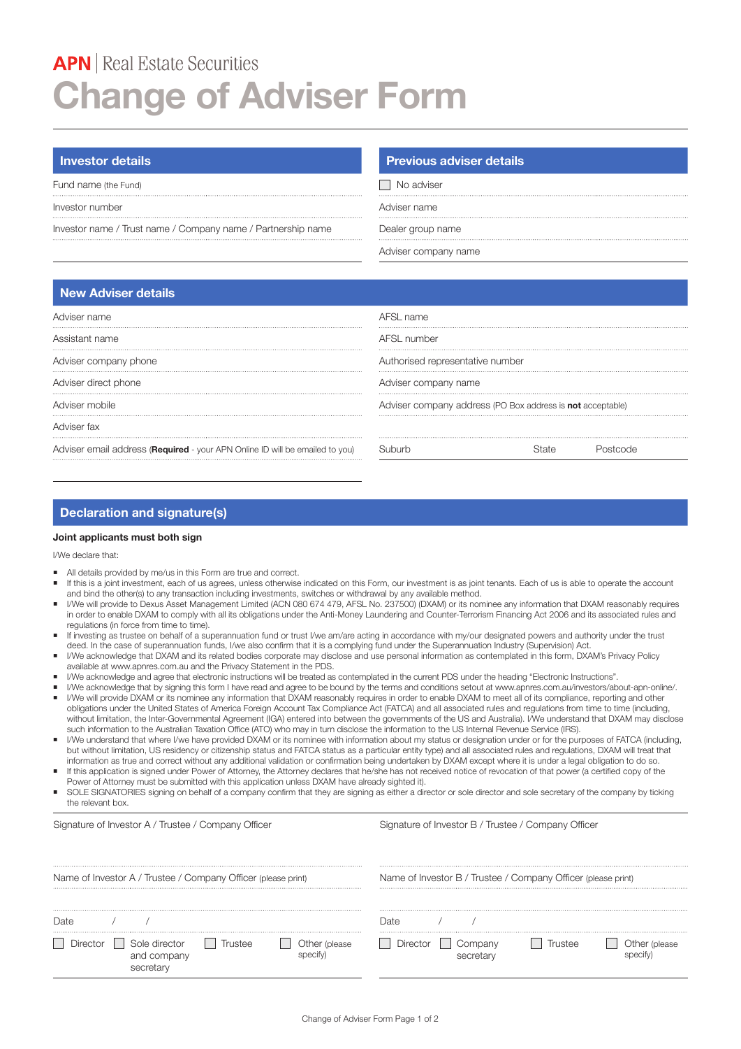**APN** | Real Estate Securities

# Change of Adviser Form

## Investor details

Fund name (the Fund)

Investor number

Investor name / Trust name / Company name / Partnership name

## Previous adviser details

☐ No adviser

Adviser name

Dealer group name

Adviser company name

## New Adviser details

Adviser name

Assistant name

Adviser company phone

Adviser direct phone

Adviser mobile

Adviser fax

Adviser email address (**Required** - your APN Online ID will be emailed to you)

AFSL name

AFSL number

Authorised representative number

Adviser company name

Adviser company address (PO Box address is **not** acceptable)

Suburb | State | Postcode

## Declaration and signature(s)

**Joint applicants must both sign**

I/We declare that:

- All details provided by me/us in this Form are true and correct.
- If this is a joint investment, each of us agrees, unless otherwise indicated on this Form, our investment is as joint tenants. Each of us is able to operate the account and bind the other(s) to any transaction including investments, switches or withdrawal by any available method.
- I/We will provide to Dexus Asset Management Limited (ACN 080 674 479, AFSL No. 237500) (DXAM) or its nominee any information that DXAM reasonably requires in order to enable DXAM to comply with all its obligations under the Anti-Money Laundering and Counter-Terrorism Financing Act 2006 and its associated rules and regulations (in force from time to time).
- If investing as trustee on behalf of a superannuation fund or trust I/we am/are acting in accordance with my/our designated powers and authority under the trust deed. In the case of superannuation funds, I/we also confirm that it is a complying fund under the Superannuation Industry (Supervision) Act.
- I/We acknowledge that DXAM and its related bodies corporate may disclose and use personal information as contemplated in this form, DXAM's Privacy Policy available at www.apnres.com.au and the Privacy Statement in the PDS.
- I/We acknowledge and agree that electronic instructions will be treated as contemplated in the current PDS under the heading "Electronic Instructions".
- I/We acknowledge that by signing this form I have read and agree to be bound by the terms and conditions setout at www.apnres.com.au/investors/about-apn-online/.
- I/We will provide DXAM or its nominee any information that DXAM reasonably requires in order to enable DXAM to meet all of its compliance, reporting and other obligations under the United States of America Foreign Account Tax Compliance Act (FATCA) and all associated rules and regulations from time to time (including, without limitation, the Inter-Governmental Agreement (IGA) entered into between the governments of the US and Australia). I/We understand that DXAM may disclose such information to the Australian Taxation Office (ATO) who may in turn disclose the information to the US Internal Revenue Service (IRS).
- I/We understand that where I/we have provided DXAM or its nominee with information about my status or designation under or for the purposes of FATCA (including, but without limitation, US residency or citizenship status and FATCA status as a particular entity type) and all associated rules and regulations, DXAM will treat that information as true and correct without any additional validation or confirmation being undertaken by DXAM except where it is under a legal obligation to do so.
- If this application is signed under Power of Attorney, the Attorney declares that he/she has not received notice of revocation of that power (a certified copy of the Power of Attorney must be submitted with this application unless DXAM have already sighted it).
- SOLE SIGNATORIES signing on behalf of a company confirm that they are signing as either a director or sole director and sole secretary of the company by ticking the relevant box.

Signature of Investor A / Trustee / Company Officer

Name of Investor A / Trustee / Company Officer (please print)

Date / /

☐ Director ☐ Sole director and company secretary ☐ Trustee ☐ Other (please specify)

Signature of Investor B / Trustee / Company Officer

Name of Investor B / Trustee / Company Officer (please print)

Date / /

☐ Director ☐ Company secretary ☐ Trustee ☐ Other (please specify)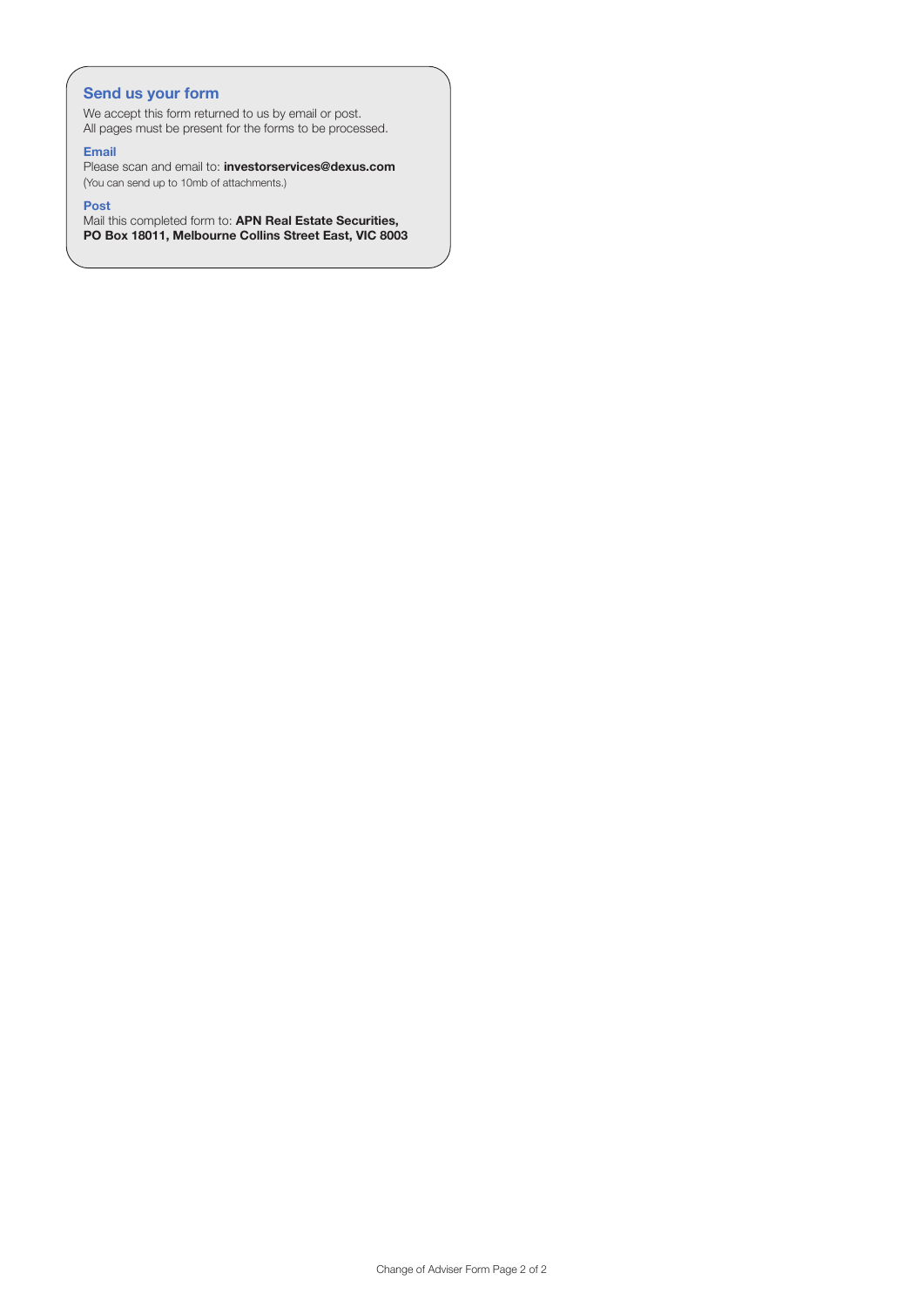## Send us your form

We accept this form returned to us by email or post.
All pages must be present for the forms to be processed.

### Email

Please scan and email to: **investorservices@dexus.com**
(You can send up to 10mb of attachments.)

### Post

Mail this completed form to: **APN Real Estate Securities, PO Box 18011, Melbourne Collins Street East, VIC 8003**